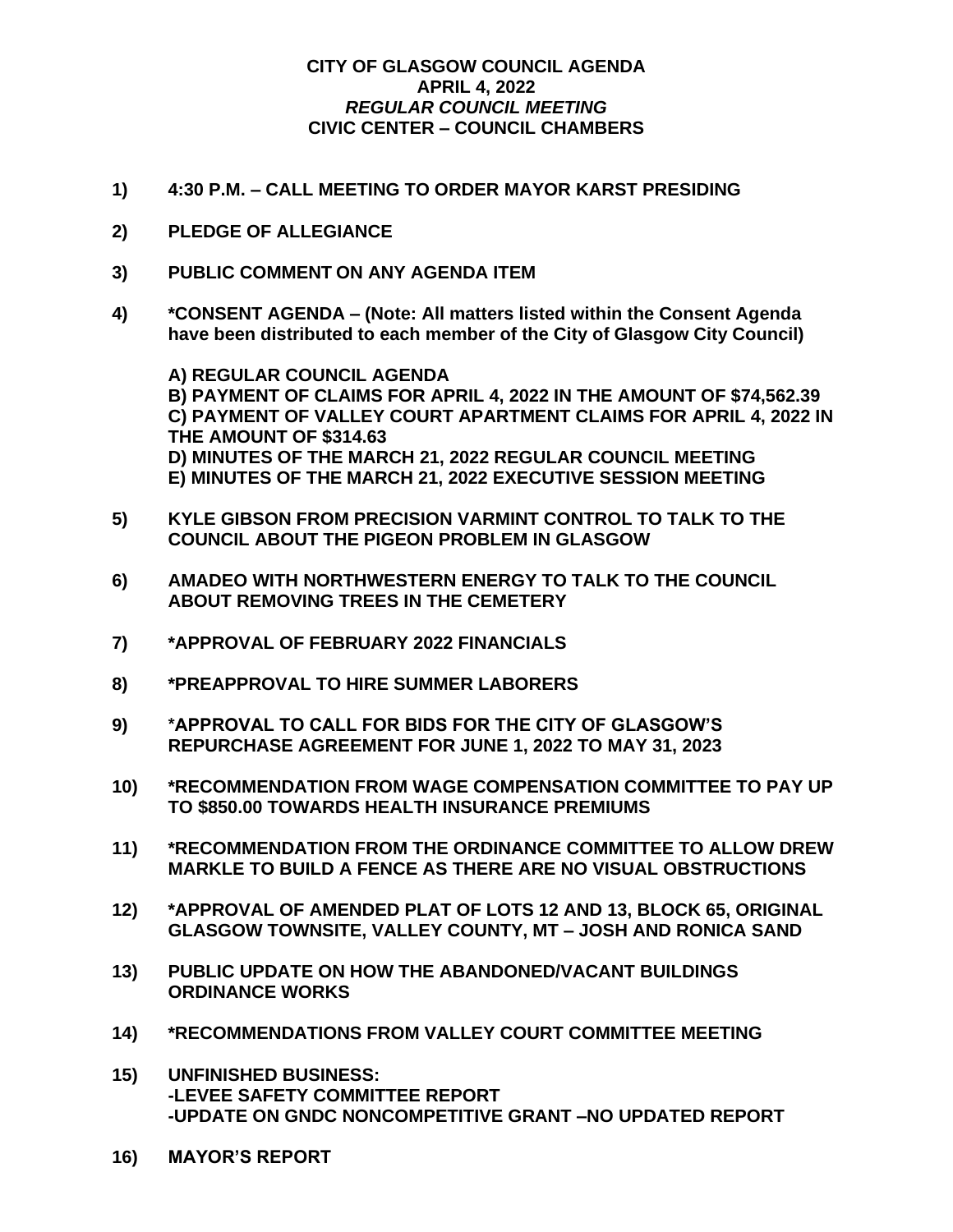**CITY OF GLASGOW COUNCIL AGENDA**
**APRIL 4, 2022**
***REGULAR COUNCIL MEETING***
**CIVIC CENTER – COUNCIL CHAMBERS**

**1) 4:30 P.M. – CALL MEETING TO ORDER MAYOR KARST PRESIDING**

**2) PLEDGE OF ALLEGIANCE**

**3) PUBLIC COMMENT ON ANY AGENDA ITEM**

**4) *CONSENT AGENDA – (Note: All matters listed within the Consent Agenda have been distributed to each member of the City of Glasgow City Council)**

**A) REGULAR COUNCIL AGENDA**
**B) PAYMENT OF CLAIMS FOR APRIL 4, 2022 IN THE AMOUNT OF $74,562.39**
**C) PAYMENT OF VALLEY COURT APARTMENT CLAIMS FOR APRIL 4, 2022 IN THE AMOUNT OF $314.63**
**D) MINUTES OF THE MARCH 21, 2022 REGULAR COUNCIL MEETING**
**E) MINUTES OF THE MARCH 21, 2022 EXECUTIVE SESSION MEETING**

**5) KYLE GIBSON FROM PRECISION VARMINT CONTROL TO TALK TO THE COUNCIL ABOUT THE PIGEON PROBLEM IN GLASGOW**

**6) AMADEO WITH NORTHWESTERN ENERGY TO TALK TO THE COUNCIL ABOUT REMOVING TREES IN THE CEMETERY**

**7) *APPROVAL OF FEBRUARY 2022 FINANCIALS**

**8) *PREAPPROVAL TO HIRE SUMMER LABORERS**

**9) *APPROVAL TO CALL FOR BIDS FOR THE CITY OF GLASGOW'S REPURCHASE AGREEMENT FOR JUNE 1, 2022 TO MAY 31, 2023**

**10) *RECOMMENDATION FROM WAGE COMPENSATION COMMITTEE TO PAY UP TO $850.00 TOWARDS HEALTH INSURANCE PREMIUMS**

**11) *RECOMMENDATION FROM THE ORDINANCE COMMITTEE TO ALLOW DREW MARKLE TO BUILD A FENCE AS THERE ARE NO VISUAL OBSTRUCTIONS**

**12) *APPROVAL OF AMENDED PLAT OF LOTS 12 AND 13, BLOCK 65, ORIGINAL GLASGOW TOWNSITE, VALLEY COUNTY, MT – JOSH AND RONICA SAND**

**13) PUBLIC UPDATE ON HOW THE ABANDONED/VACANT BUILDINGS ORDINANCE WORKS**

**14) *RECOMMENDATIONS FROM VALLEY COURT COMMITTEE MEETING**

**15) UNFINISHED BUSINESS:**
**-LEVEE SAFETY COMMITTEE REPORT**
**-UPDATE ON GNDC NONCOMPETITIVE GRANT –NO UPDATED REPORT**

**16) MAYOR'S REPORT**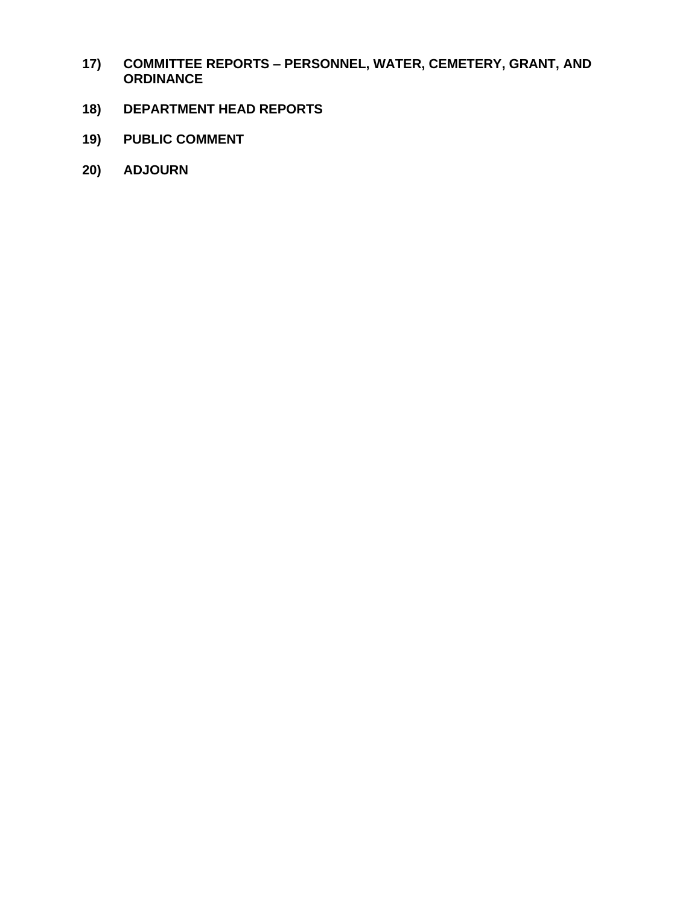**17) COMMITTEE REPORTS – PERSONNEL, WATER, CEMETERY, GRANT, AND ORDINANCE**

**18) DEPARTMENT HEAD REPORTS**

**19) PUBLIC COMMENT**

**20) ADJOURN**